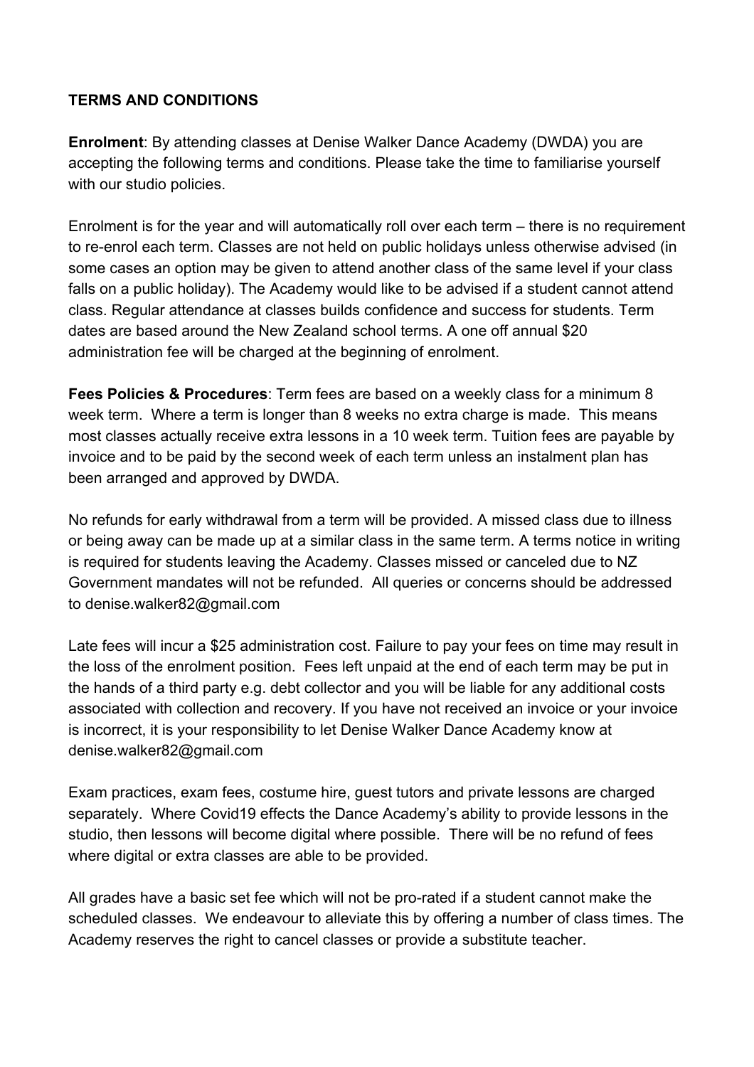**TERMS AND CONDITIONS**

**Enrolment**: By attending classes at Denise Walker Dance Academy (DWDA) you are accepting the following terms and conditions. Please take the time to familiarise yourself with our studio policies.

Enrolment is for the year and will automatically roll over each term – there is no requirement to re-enrol each term. Classes are not held on public holidays unless otherwise advised (in some cases an option may be given to attend another class of the same level if your class falls on a public holiday). The Academy would like to be advised if a student cannot attend class. Regular attendance at classes builds confidence and success for students. Term dates are based around the New Zealand school terms. A one off annual $20 administration fee will be charged at the beginning of enrolment.

**Fees Policies & Procedures**: Term fees are based on a weekly class for a minimum 8 week term. Where a term is longer than 8 weeks no extra charge is made. This means most classes actually receive extra lessons in a 10 week term. Tuition fees are payable by invoice and to be paid by the second week of each term unless an instalment plan has been arranged and approved by DWDA.

No refunds for early withdrawal from a term will be provided. A missed class due to illness or being away can be made up at a similar class in the same term. A terms notice in writing is required for students leaving the Academy. Classes missed or canceled due to NZ Government mandates will not be refunded. All queries or concerns should be addressed to denise.walker82@gmail.com

Late fees will incur a $25 administration cost. Failure to pay your fees on time may result in the loss of the enrolment position. Fees left unpaid at the end of each term may be put in the hands of a third party e.g. debt collector and you will be liable for any additional costs associated with collection and recovery. If you have not received an invoice or your invoice is incorrect, it is your responsibility to let Denise Walker Dance Academy know at denise.walker82@gmail.com

Exam practices, exam fees, costume hire, guest tutors and private lessons are charged separately. Where Covid19 effects the Dance Academy's ability to provide lessons in the studio, then lessons will become digital where possible. There will be no refund of fees where digital or extra classes are able to be provided.

All grades have a basic set fee which will not be pro-rated if a student cannot make the scheduled classes. We endeavour to alleviate this by offering a number of class times. The Academy reserves the right to cancel classes or provide a substitute teacher.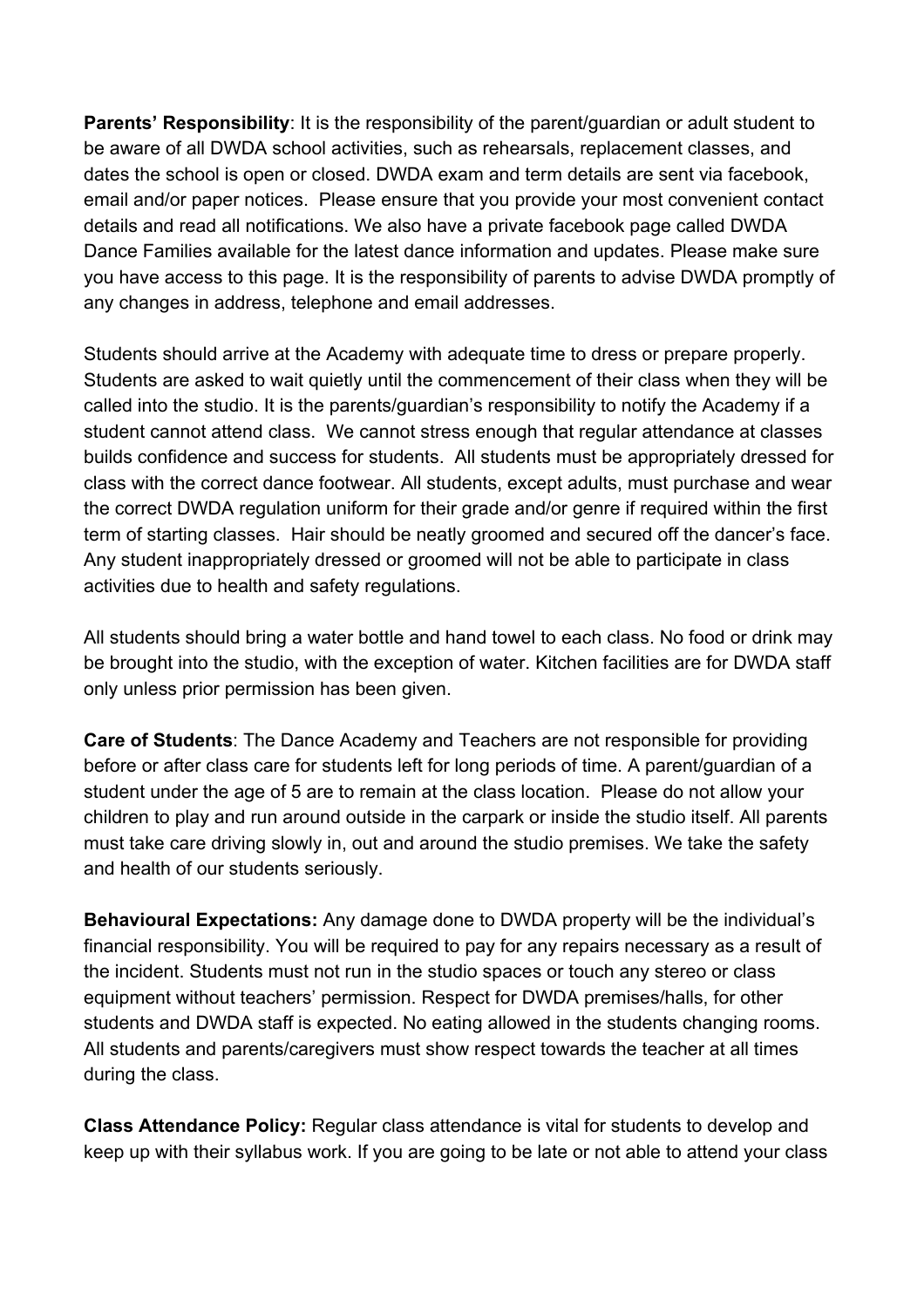**Parents' Responsibility**: It is the responsibility of the parent/guardian or adult student to be aware of all DWDA school activities, such as rehearsals, replacement classes, and dates the school is open or closed. DWDA exam and term details are sent via facebook, email and/or paper notices. Please ensure that you provide your most convenient contact details and read all notifications. We also have a private facebook page called DWDA Dance Families available for the latest dance information and updates. Please make sure you have access to this page. It is the responsibility of parents to advise DWDA promptly of any changes in address, telephone and email addresses.

Students should arrive at the Academy with adequate time to dress or prepare properly. Students are asked to wait quietly until the commencement of their class when they will be called into the studio. It is the parents/guardian's responsibility to notify the Academy if a student cannot attend class. We cannot stress enough that regular attendance at classes builds confidence and success for students. All students must be appropriately dressed for class with the correct dance footwear. All students, except adults, must purchase and wear the correct DWDA regulation uniform for their grade and/or genre if required within the first term of starting classes. Hair should be neatly groomed and secured off the dancer's face. Any student inappropriately dressed or groomed will not be able to participate in class activities due to health and safety regulations.

All students should bring a water bottle and hand towel to each class. No food or drink may be brought into the studio, with the exception of water. Kitchen facilities are for DWDA staff only unless prior permission has been given.

**Care of Students**: The Dance Academy and Teachers are not responsible for providing before or after class care for students left for long periods of time. A parent/guardian of a student under the age of 5 are to remain at the class location. Please do not allow your children to play and run around outside in the carpark or inside the studio itself. All parents must take care driving slowly in, out and around the studio premises. We take the safety and health of our students seriously.

**Behavioural Expectations:** Any damage done to DWDA property will be the individual's financial responsibility. You will be required to pay for any repairs necessary as a result of the incident. Students must not run in the studio spaces or touch any stereo or class equipment without teachers' permission. Respect for DWDA premises/halls, for other students and DWDA staff is expected. No eating allowed in the students changing rooms. All students and parents/caregivers must show respect towards the teacher at all times during the class.

**Class Attendance Policy:** Regular class attendance is vital for students to develop and keep up with their syllabus work. If you are going to be late or not able to attend your class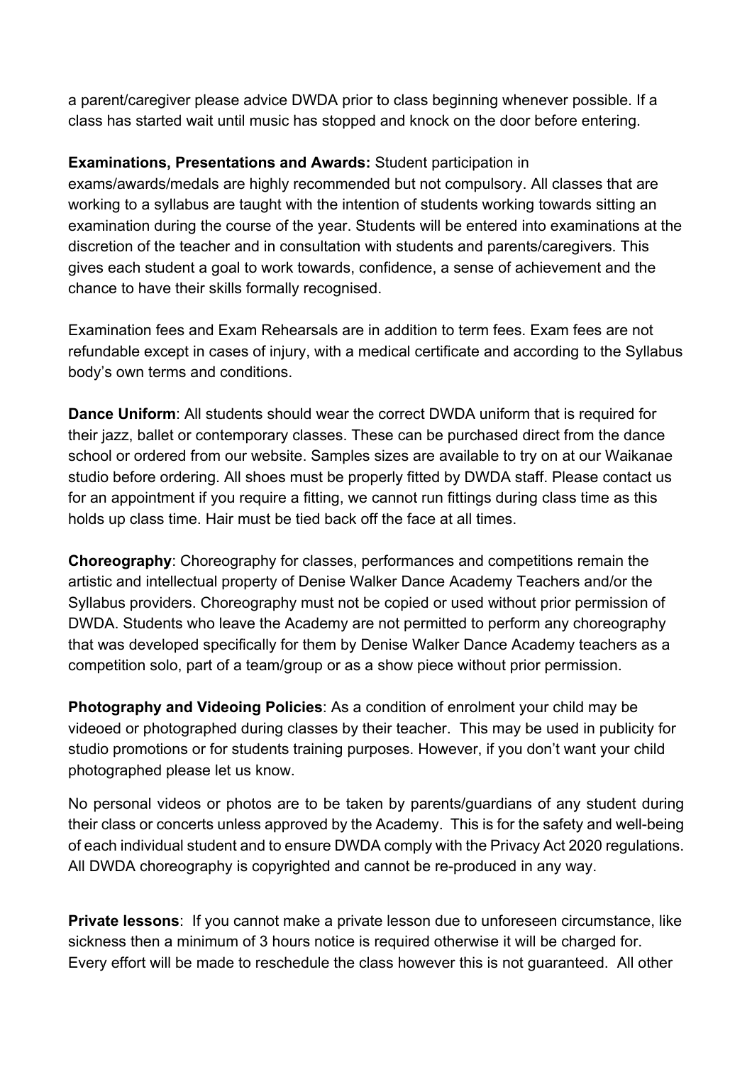a parent/caregiver please advice DWDA prior to class beginning whenever possible. If a class has started wait until music has stopped and knock on the door before entering.

**Examinations, Presentations and Awards:** Student participation in exams/awards/medals are highly recommended but not compulsory. All classes that are working to a syllabus are taught with the intention of students working towards sitting an examination during the course of the year. Students will be entered into examinations at the discretion of the teacher and in consultation with students and parents/caregivers. This gives each student a goal to work towards, confidence, a sense of achievement and the chance to have their skills formally recognised.

Examination fees and Exam Rehearsals are in addition to term fees. Exam fees are not refundable except in cases of injury, with a medical certificate and according to the Syllabus body's own terms and conditions.

**Dance Uniform**: All students should wear the correct DWDA uniform that is required for their jazz, ballet or contemporary classes. These can be purchased direct from the dance school or ordered from our website. Samples sizes are available to try on at our Waikanae studio before ordering. All shoes must be properly fitted by DWDA staff. Please contact us for an appointment if you require a fitting, we cannot run fittings during class time as this holds up class time. Hair must be tied back off the face at all times.

**Choreography**: Choreography for classes, performances and competitions remain the artistic and intellectual property of Denise Walker Dance Academy Teachers and/or the Syllabus providers. Choreography must not be copied or used without prior permission of DWDA. Students who leave the Academy are not permitted to perform any choreography that was developed specifically for them by Denise Walker Dance Academy teachers as a competition solo, part of a team/group or as a show piece without prior permission.

**Photography and Videoing Policies**: As a condition of enrolment your child may be videoed or photographed during classes by their teacher. This may be used in publicity for studio promotions or for students training purposes. However, if you don't want your child photographed please let us know.

No personal videos or photos are to be taken by parents/guardians of any student during their class or concerts unless approved by the Academy. This is for the safety and well-being of each individual student and to ensure DWDA comply with the Privacy Act 2020 regulations. All DWDA choreography is copyrighted and cannot be re-produced in any way.

**Private lessons**: If you cannot make a private lesson due to unforeseen circumstance, like sickness then a minimum of 3 hours notice is required otherwise it will be charged for. Every effort will be made to reschedule the class however this is not guaranteed. All other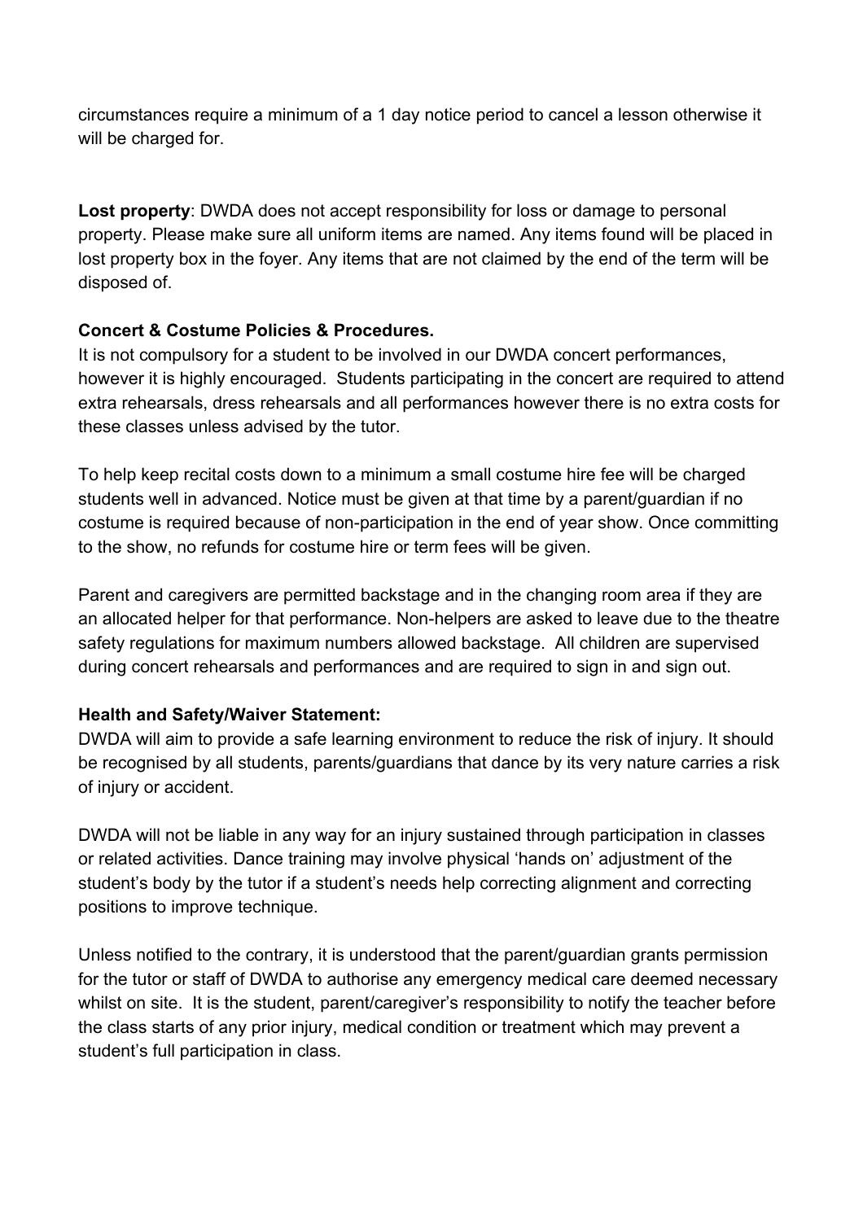circumstances require a minimum of a 1 day notice period to cancel a lesson otherwise it will be charged for.

**Lost property**: DWDA does not accept responsibility for loss or damage to personal property. Please make sure all uniform items are named. Any items found will be placed in lost property box in the foyer. Any items that are not claimed by the end of the term will be disposed of.

**Concert & Costume Policies & Procedures.**

It is not compulsory for a student to be involved in our DWDA concert performances, however it is highly encouraged. Students participating in the concert are required to attend extra rehearsals, dress rehearsals and all performances however there is no extra costs for these classes unless advised by the tutor.

To help keep recital costs down to a minimum a small costume hire fee will be charged students well in advanced. Notice must be given at that time by a parent/guardian if no costume is required because of non-participation in the end of year show. Once committing to the show, no refunds for costume hire or term fees will be given.

Parent and caregivers are permitted backstage and in the changing room area if they are an allocated helper for that performance. Non-helpers are asked to leave due to the theatre safety regulations for maximum numbers allowed backstage. All children are supervised during concert rehearsals and performances and are required to sign in and sign out.

**Health and Safety/Waiver Statement:**

DWDA will aim to provide a safe learning environment to reduce the risk of injury. It should be recognised by all students, parents/guardians that dance by its very nature carries a risk of injury or accident.

DWDA will not be liable in any way for an injury sustained through participation in classes or related activities. Dance training may involve physical 'hands on' adjustment of the student's body by the tutor if a student's needs help correcting alignment and correcting positions to improve technique.

Unless notified to the contrary, it is understood that the parent/guardian grants permission for the tutor or staff of DWDA to authorise any emergency medical care deemed necessary whilst on site. It is the student, parent/caregiver's responsibility to notify the teacher before the class starts of any prior injury, medical condition or treatment which may prevent a student's full participation in class.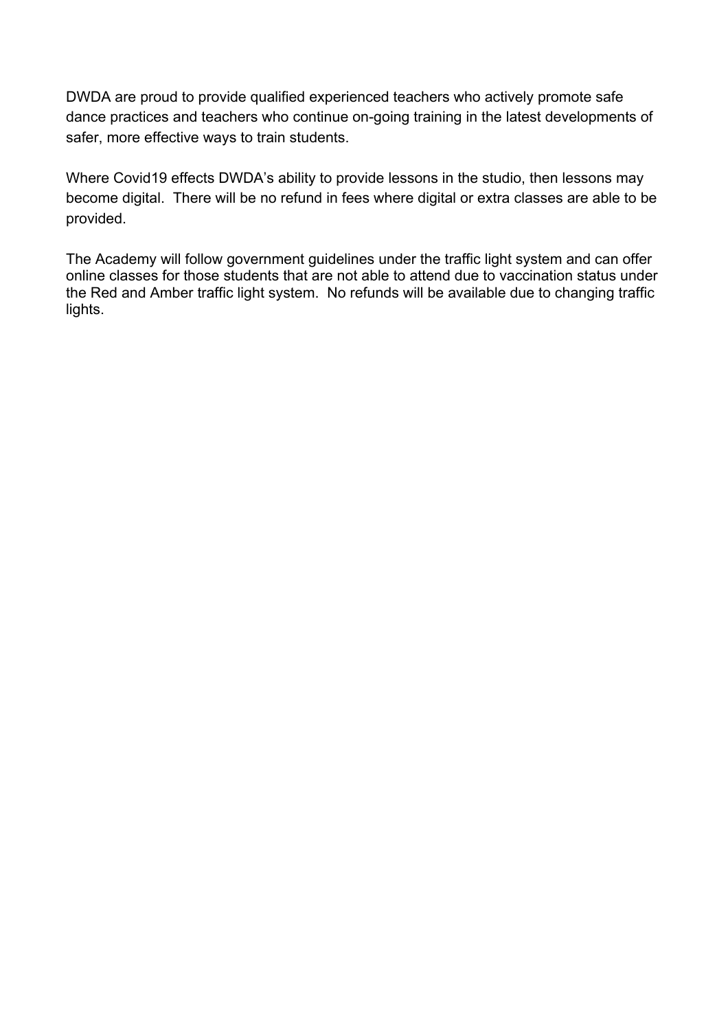DWDA are proud to provide qualified experienced teachers who actively promote safe dance practices and teachers who continue on-going training in the latest developments of safer, more effective ways to train students.

Where Covid19 effects DWDA's ability to provide lessons in the studio, then lessons may become digital. There will be no refund in fees where digital or extra classes are able to be provided.

The Academy will follow government guidelines under the traffic light system and can offer online classes for those students that are not able to attend due to vaccination status under the Red and Amber traffic light system. No refunds will be available due to changing traffic lights.